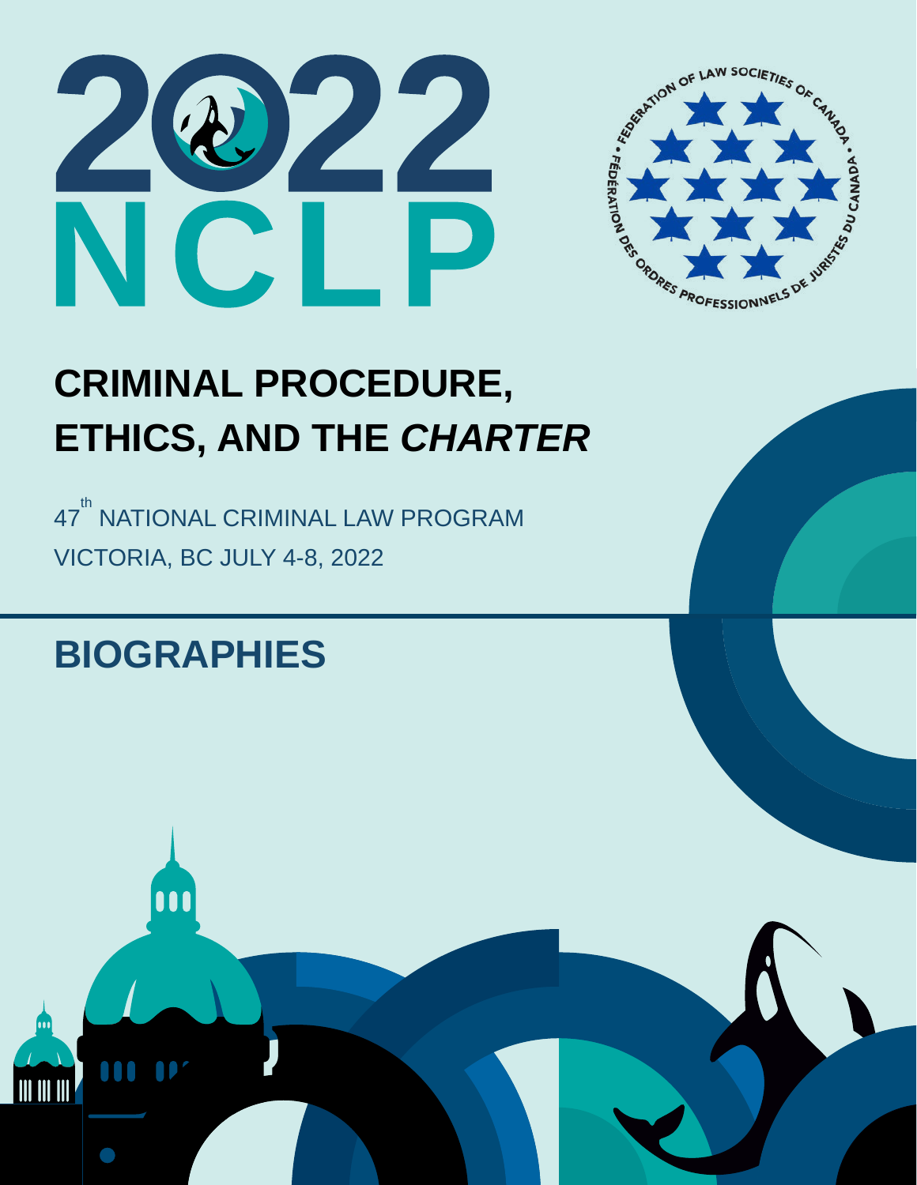# 2022 NCLP

FEDERATION OF LAW SOCIETIES OF CANADA • FÉDÉRATION DES ORDRES PROFESSIONNELS DE JURISTES DU CANADA •

# CRIMINAL PROCEDURE, ETHICS, AND THE *CHARTER*

47th NATIONAL CRIMINAL LAW PROGRAM

VICTORIA, BC JULY 4-8, 2022

## BIOGRAPHIES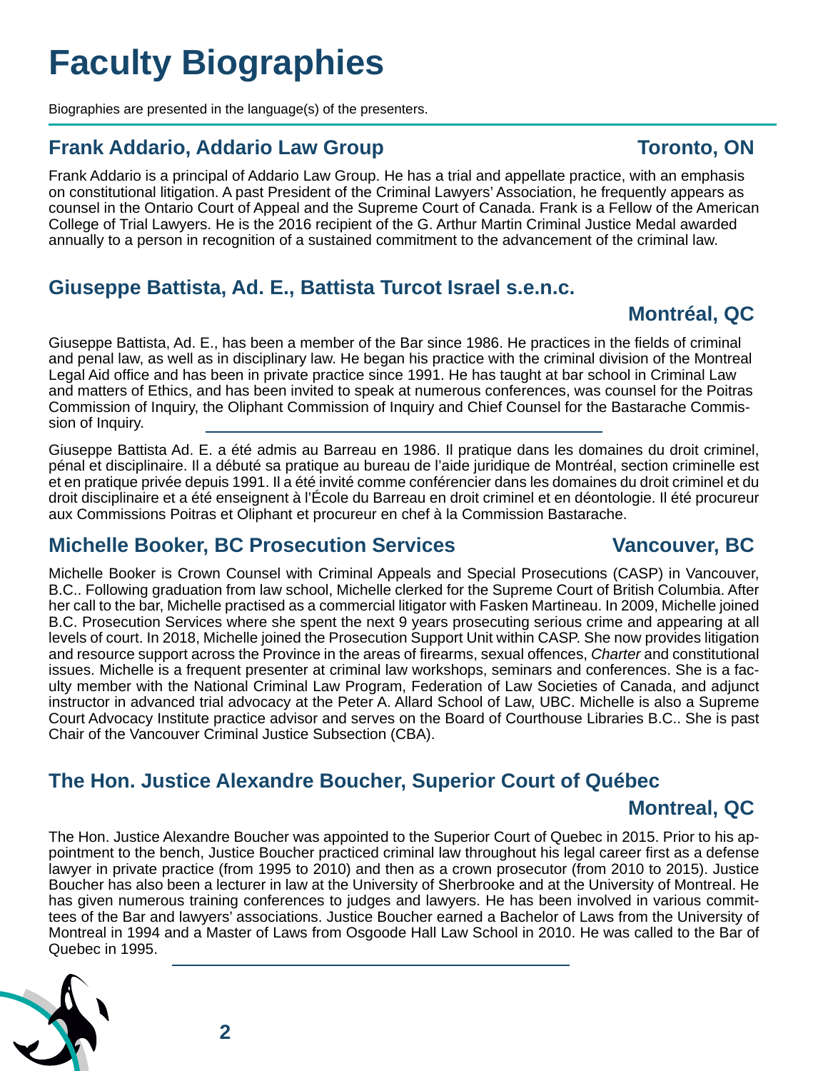# Faculty Biographies

Biographies are presented in the language(s) of the presenters.

## Frank Addario, Addario Law Group — Toronto, ON

Frank Addario is a principal of Addario Law Group. He has a trial and appellate practice, with an emphasis on constitutional litigation. A past President of the Criminal Lawyers' Association, he frequently appears as counsel in the Ontario Court of Appeal and the Supreme Court of Canada. Frank is a Fellow of the American College of Trial Lawyers. He is the 2016 recipient of the G. Arthur Martin Criminal Justice Medal awarded annually to a person in recognition of a sustained commitment to the advancement of the criminal law.

## Giuseppe Battista, Ad. E., Battista Turcot Israel s.e.n.c. — Montréal, QC

Giuseppe Battista, Ad. E., has been a member of the Bar since 1986. He practices in the fields of criminal and penal law, as well as in disciplinary law. He began his practice with the criminal division of the Montreal Legal Aid office and has been in private practice since 1991. He has taught at bar school in Criminal Law and matters of Ethics, and has been invited to speak at numerous conferences, was counsel for the Poitras Commission of Inquiry, the Oliphant Commission of Inquiry and Chief Counsel for the Bastarache Commission of Inquiry.

---

Giuseppe Battista Ad. E. a été admis au Barreau en 1986. Il pratique dans les domaines du droit criminel, pénal et disciplinaire. Il a débuté sa pratique au bureau de l'aide juridique de Montréal, section criminelle est et en pratique privée depuis 1991. Il a été invité comme conférencier dans les domaines du droit criminel et du droit disciplinaire et a été enseignent à l'École du Barreau en droit criminel et en déontologie. Il été procureur aux Commissions Poitras et Oliphant et procureur en chef à la Commission Bastarache.

## Michelle Booker, BC Prosecution Services — Vancouver, BC

Michelle Booker is Crown Counsel with Criminal Appeals and Special Prosecutions (CASP) in Vancouver, B.C.. Following graduation from law school, Michelle clerked for the Supreme Court of British Columbia. After her call to the bar, Michelle practised as a commercial litigator with Fasken Martineau. In 2009, Michelle joined B.C. Prosecution Services where she spent the next 9 years prosecuting serious crime and appearing at all levels of court. In 2018, Michelle joined the Prosecution Support Unit within CASP. She now provides litigation and resource support across the Province in the areas of firearms, sexual offences, *Charter* and constitutional issues. Michelle is a frequent presenter at criminal law workshops, seminars and conferences. She is a faculty member with the National Criminal Law Program, Federation of Law Societies of Canada, and adjunct instructor in advanced trial advocacy at the Peter A. Allard School of Law, UBC. Michelle is also a Supreme Court Advocacy Institute practice advisor and serves on the Board of Courthouse Libraries B.C.. She is past Chair of the Vancouver Criminal Justice Subsection (CBA).

## The Hon. Justice Alexandre Boucher, Superior Court of Québec — Montreal, QC

The Hon. Justice Alexandre Boucher was appointed to the Superior Court of Quebec in 2015. Prior to his appointment to the bench, Justice Boucher practiced criminal law throughout his legal career first as a defense lawyer in private practice (from 1995 to 2010) and then as a crown prosecutor (from 2010 to 2015). Justice Boucher has also been a lecturer in law at the University of Sherbrooke and at the University of Montreal. He has given numerous training conferences to judges and lawyers. He has been involved in various committees of the Bar and lawyers' associations. Justice Boucher earned a Bachelor of Laws from the University of Montreal in 1994 and a Master of Laws from Osgoode Hall Law School in 2010. He was called to the Bar of Quebec in 1995.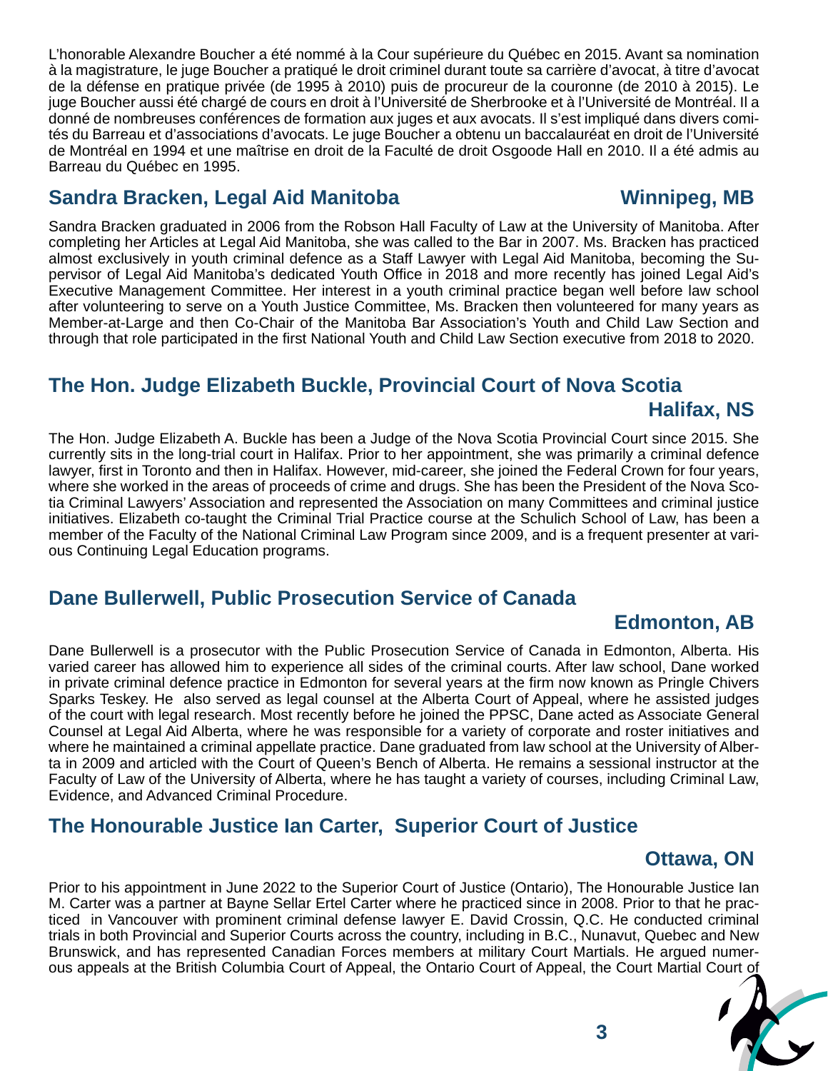L'honorable Alexandre Boucher a été nommé à la Cour supérieure du Québec en 2015. Avant sa nomination à la magistrature, le juge Boucher a pratiqué le droit criminel durant toute sa carrière d'avocat, à titre d'avocat de la défense en pratique privée (de 1995 à 2010) puis de procureur de la couronne (de 2010 à 2015). Le juge Boucher aussi été chargé de cours en droit à l'Université de Sherbrooke et à l'Université de Montréal. Il a donné de nombreuses conférences de formation aux juges et aux avocats. Il s'est impliqué dans divers comités du Barreau et d'associations d'avocats. Le juge Boucher a obtenu un baccalauréat en droit de l'Université de Montréal en 1994 et une maîtrise en droit de la Faculté de droit Osgoode Hall en 2010. Il a été admis au Barreau du Québec en 1995.

## Sandra Bracken, Legal Aid Manitoba — Winnipeg, MB

Sandra Bracken graduated in 2006 from the Robson Hall Faculty of Law at the University of Manitoba. After completing her Articles at Legal Aid Manitoba, she was called to the Bar in 2007. Ms. Bracken has practiced almost exclusively in youth criminal defence as a Staff Lawyer with Legal Aid Manitoba, becoming the Supervisor of Legal Aid Manitoba's dedicated Youth Office in 2018 and more recently has joined Legal Aid's Executive Management Committee. Her interest in a youth criminal practice began well before law school after volunteering to serve on a Youth Justice Committee, Ms. Bracken then volunteered for many years as Member-at-Large and then Co-Chair of the Manitoba Bar Association's Youth and Child Law Section and through that role participated in the first National Youth and Child Law Section executive from 2018 to 2020.

## The Hon. Judge Elizabeth Buckle, Provincial Court of Nova Scotia — Halifax, NS

The Hon. Judge Elizabeth A. Buckle has been a Judge of the Nova Scotia Provincial Court since 2015. She currently sits in the long-trial court in Halifax. Prior to her appointment, she was primarily a criminal defence lawyer, first in Toronto and then in Halifax. However, mid-career, she joined the Federal Crown for four years, where she worked in the areas of proceeds of crime and drugs. She has been the President of the Nova Scotia Criminal Lawyers' Association and represented the Association on many Committees and criminal justice initiatives. Elizabeth co-taught the Criminal Trial Practice course at the Schulich School of Law, has been a member of the Faculty of the National Criminal Law Program since 2009, and is a frequent presenter at various Continuing Legal Education programs.

## Dane Bullerwell, Public Prosecution Service of Canada — Edmonton, AB

Dane Bullerwell is a prosecutor with the Public Prosecution Service of Canada in Edmonton, Alberta. His varied career has allowed him to experience all sides of the criminal courts. After law school, Dane worked in private criminal defence practice in Edmonton for several years at the firm now known as Pringle Chivers Sparks Teskey. He also served as legal counsel at the Alberta Court of Appeal, where he assisted judges of the court with legal research. Most recently before he joined the PPSC, Dane acted as Associate General Counsel at Legal Aid Alberta, where he was responsible for a variety of corporate and roster initiatives and where he maintained a criminal appellate practice. Dane graduated from law school at the University of Alberta in 2009 and articled with the Court of Queen's Bench of Alberta. He remains a sessional instructor at the Faculty of Law of the University of Alberta, where he has taught a variety of courses, including Criminal Law, Evidence, and Advanced Criminal Procedure.

## The Honourable Justice Ian Carter, Superior Court of Justice — Ottawa, ON

Prior to his appointment in June 2022 to the Superior Court of Justice (Ontario), The Honourable Justice Ian M. Carter was a partner at Bayne Sellar Ertel Carter where he practiced since in 2008. Prior to that he practiced in Vancouver with prominent criminal defense lawyer E. David Crossin, Q.C. He conducted criminal trials in both Provincial and Superior Courts across the country, including in B.C., Nunavut, Quebec and New Brunswick, and has represented Canadian Forces members at military Court Martials. He argued numerous appeals at the British Columbia Court of Appeal, the Ontario Court of Appeal, the Court Martial Court of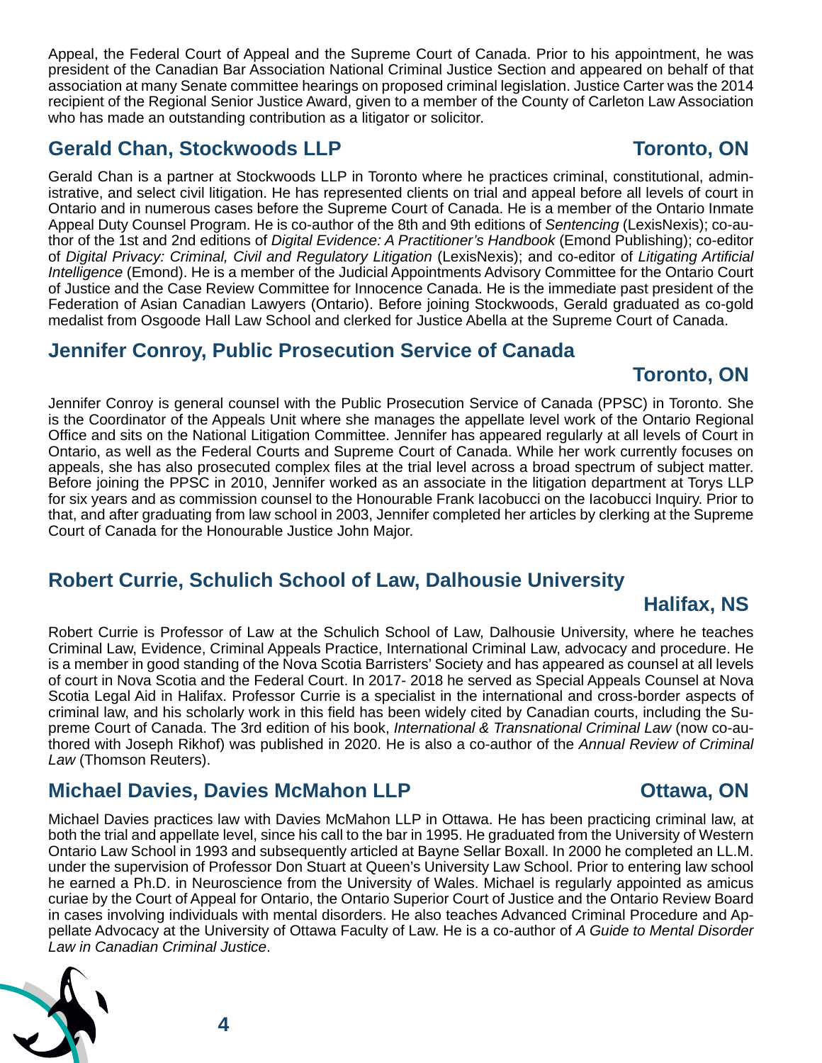Appeal, the Federal Court of Appeal and the Supreme Court of Canada. Prior to his appointment, he was president of the Canadian Bar Association National Criminal Justice Section and appeared on behalf of that association at many Senate committee hearings on proposed criminal legislation. Justice Carter was the 2014 recipient of the Regional Senior Justice Award, given to a member of the County of Carleton Law Association who has made an outstanding contribution as a litigator or solicitor.

## Gerald Chan, Stockwoods LLP — Toronto, ON

Gerald Chan is a partner at Stockwoods LLP in Toronto where he practices criminal, constitutional, administrative, and select civil litigation. He has represented clients on trial and appeal before all levels of court in Ontario and in numerous cases before the Supreme Court of Canada. He is a member of the Ontario Inmate Appeal Duty Counsel Program. He is co-author of the 8th and 9th editions of *Sentencing* (LexisNexis); co-author of the 1st and 2nd editions of *Digital Evidence: A Practitioner's Handbook* (Emond Publishing); co-editor of *Digital Privacy: Criminal, Civil and Regulatory Litigation* (LexisNexis); and co-editor of *Litigating Artificial Intelligence* (Emond). He is a member of the Judicial Appointments Advisory Committee for the Ontario Court of Justice and the Case Review Committee for Innocence Canada. He is the immediate past president of the Federation of Asian Canadian Lawyers (Ontario). Before joining Stockwoods, Gerald graduated as co-gold medalist from Osgoode Hall Law School and clerked for Justice Abella at the Supreme Court of Canada.

## Jennifer Conroy, Public Prosecution Service of Canada — Toronto, ON

Jennifer Conroy is general counsel with the Public Prosecution Service of Canada (PPSC) in Toronto. She is the Coordinator of the Appeals Unit where she manages the appellate level work of the Ontario Regional Office and sits on the National Litigation Committee. Jennifer has appeared regularly at all levels of Court in Ontario, as well as the Federal Courts and Supreme Court of Canada. While her work currently focuses on appeals, she has also prosecuted complex files at the trial level across a broad spectrum of subject matter. Before joining the PPSC in 2010, Jennifer worked as an associate in the litigation department at Torys LLP for six years and as commission counsel to the Honourable Frank Iacobucci on the Iacobucci Inquiry. Prior to that, and after graduating from law school in 2003, Jennifer completed her articles by clerking at the Supreme Court of Canada for the Honourable Justice John Major.

## Robert Currie, Schulich School of Law, Dalhousie University — Halifax, NS

Robert Currie is Professor of Law at the Schulich School of Law, Dalhousie University, where he teaches Criminal Law, Evidence, Criminal Appeals Practice, International Criminal Law, advocacy and procedure. He is a member in good standing of the Nova Scotia Barristers' Society and has appeared as counsel at all levels of court in Nova Scotia and the Federal Court. In 2017- 2018 he served as Special Appeals Counsel at Nova Scotia Legal Aid in Halifax. Professor Currie is a specialist in the international and cross-border aspects of criminal law, and his scholarly work in this field has been widely cited by Canadian courts, including the Supreme Court of Canada. The 3rd edition of his book, *International & Transnational Criminal Law* (now co-authored with Joseph Rikhof) was published in 2020. He is also a co-author of the *Annual Review of Criminal Law* (Thomson Reuters).

## Michael Davies, Davies McMahon LLP — Ottawa, ON

Michael Davies practices law with Davies McMahon LLP in Ottawa. He has been practicing criminal law, at both the trial and appellate level, since his call to the bar in 1995. He graduated from the University of Western Ontario Law School in 1993 and subsequently articled at Bayne Sellar Boxall. In 2000 he completed an LL.M. under the supervision of Professor Don Stuart at Queen's University Law School. Prior to entering law school he earned a Ph.D. in Neuroscience from the University of Wales. Michael is regularly appointed as amicus curiae by the Court of Appeal for Ontario, the Ontario Superior Court of Justice and the Ontario Review Board in cases involving individuals with mental disorders. He also teaches Advanced Criminal Procedure and Appellate Advocacy at the University of Ottawa Faculty of Law. He is a co-author of *A Guide to Mental Disorder Law in Canadian Criminal Justice*.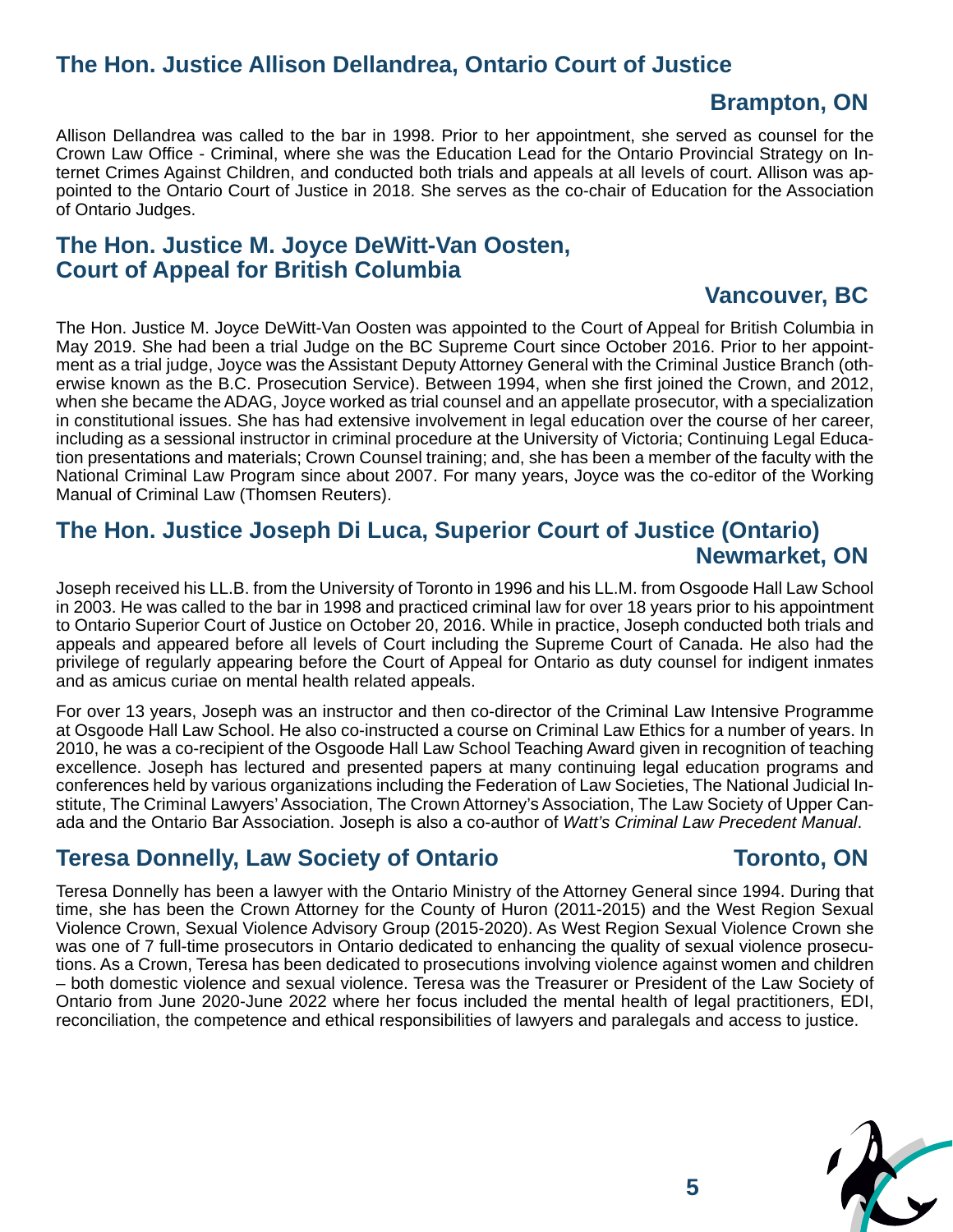## The Hon. Justice Allison Dellandrea, Ontario Court of Justice

**Brampton, ON**

Allison Dellandrea was called to the bar in 1998. Prior to her appointment, she served as counsel for the Crown Law Office - Criminal, where she was the Education Lead for the Ontario Provincial Strategy on Internet Crimes Against Children, and conducted both trials and appeals at all levels of court. Allison was appointed to the Ontario Court of Justice in 2018. She serves as the co-chair of Education for the Association of Ontario Judges.

## The Hon. Justice M. Joyce DeWitt-Van Oosten, Court of Appeal for British Columbia

**Vancouver, BC**

The Hon. Justice M. Joyce DeWitt-Van Oosten was appointed to the Court of Appeal for British Columbia in May 2019. She had been a trial Judge on the BC Supreme Court since October 2016. Prior to her appointment as a trial judge, Joyce was the Assistant Deputy Attorney General with the Criminal Justice Branch (otherwise known as the B.C. Prosecution Service). Between 1994, when she first joined the Crown, and 2012, when she became the ADAG, Joyce worked as trial counsel and an appellate prosecutor, with a specialization in constitutional issues. She has had extensive involvement in legal education over the course of her career, including as a sessional instructor in criminal procedure at the University of Victoria; Continuing Legal Education presentations and materials; Crown Counsel training; and, she has been a member of the faculty with the National Criminal Law Program since about 2007. For many years, Joyce was the co-editor of the Working Manual of Criminal Law (Thomsen Reuters).

## The Hon. Justice Joseph Di Luca, Superior Court of Justice (Ontario)

**Newmarket, ON**

Joseph received his LL.B. from the University of Toronto in 1996 and his LL.M. from Osgoode Hall Law School in 2003. He was called to the bar in 1998 and practiced criminal law for over 18 years prior to his appointment to Ontario Superior Court of Justice on October 20, 2016. While in practice, Joseph conducted both trials and appeals and appeared before all levels of Court including the Supreme Court of Canada. He also had the privilege of regularly appearing before the Court of Appeal for Ontario as duty counsel for indigent inmates and as amicus curiae on mental health related appeals.

For over 13 years, Joseph was an instructor and then co-director of the Criminal Law Intensive Programme at Osgoode Hall Law School. He also co-instructed a course on Criminal Law Ethics for a number of years. In 2010, he was a co-recipient of the Osgoode Hall Law School Teaching Award given in recognition of teaching excellence. Joseph has lectured and presented papers at many continuing legal education programs and conferences held by various organizations including the Federation of Law Societies, The National Judicial Institute, The Criminal Lawyers' Association, The Crown Attorney's Association, The Law Society of Upper Canada and the Ontario Bar Association. Joseph is also a co-author of *Watt's Criminal Law Precedent Manual*.

## Teresa Donnelly, Law Society of Ontario

**Toronto, ON**

Teresa Donnelly has been a lawyer with the Ontario Ministry of the Attorney General since 1994. During that time, she has been the Crown Attorney for the County of Huron (2011-2015) and the West Region Sexual Violence Crown, Sexual Violence Advisory Group (2015-2020). As West Region Sexual Violence Crown she was one of 7 full-time prosecutors in Ontario dedicated to enhancing the quality of sexual violence prosecutions. As a Crown, Teresa has been dedicated to prosecutions involving violence against women and children – both domestic violence and sexual violence. Teresa was the Treasurer or President of the Law Society of Ontario from June 2020-June 2022 where her focus included the mental health of legal practitioners, EDI, reconciliation, the competence and ethical responsibilities of lawyers and paralegals and access to justice.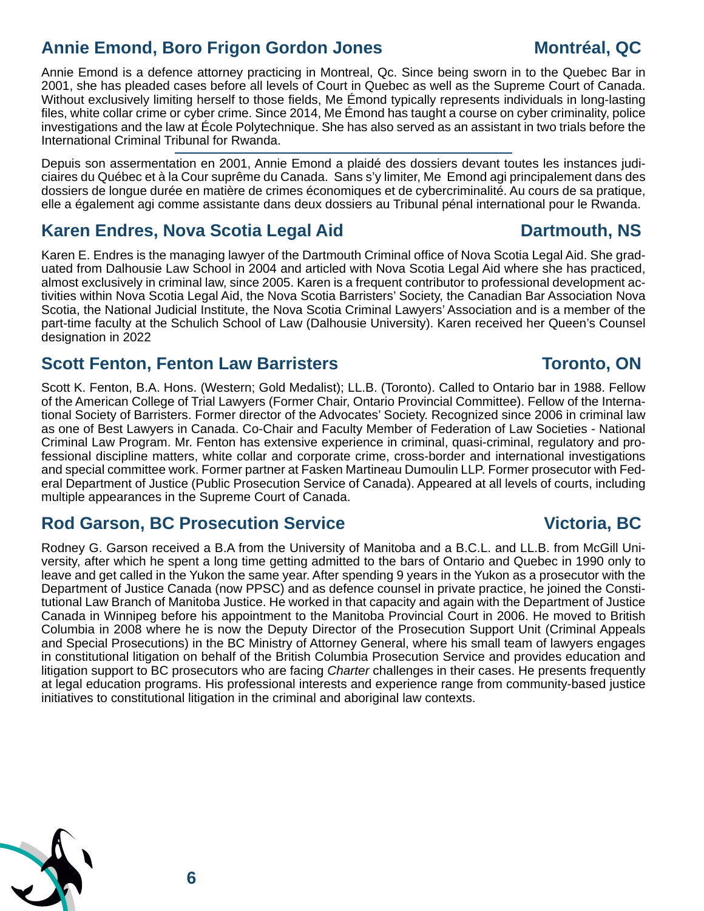## Annie Emond, Boro Frigon Gordon Jones — Montréal, QC

Annie Emond is a defence attorney practicing in Montreal, Qc. Since being sworn in to the Quebec Bar in 2001, she has pleaded cases before all levels of Court in Quebec as well as the Supreme Court of Canada. Without exclusively limiting herself to those fields, Me Émond typically represents individuals in long-lasting files, white collar crime or cyber crime. Since 2014, Me Émond has taught a course on cyber criminality, police investigations and the law at École Polytechnique. She has also served as an assistant in two trials before the International Criminal Tribunal for Rwanda.

---

Depuis son assermentation en 2001, Annie Emond a plaidé des dossiers devant toutes les instances judiciaires du Québec et à la Cour suprême du Canada. Sans s'y limiter, Me Emond agi principalement dans des dossiers de longue durée en matière de crimes économiques et de cybercriminalité. Au cours de sa pratique, elle a également agi comme assistante dans deux dossiers au Tribunal pénal international pour le Rwanda.

## Karen Endres, Nova Scotia Legal Aid — Dartmouth, NS

Karen E. Endres is the managing lawyer of the Dartmouth Criminal office of Nova Scotia Legal Aid. She graduated from Dalhousie Law School in 2004 and articled with Nova Scotia Legal Aid where she has practiced, almost exclusively in criminal law, since 2005. Karen is a frequent contributor to professional development activities within Nova Scotia Legal Aid, the Nova Scotia Barristers' Society, the Canadian Bar Association Nova Scotia, the National Judicial Institute, the Nova Scotia Criminal Lawyers' Association and is a member of the part-time faculty at the Schulich School of Law (Dalhousie University). Karen received her Queen's Counsel designation in 2022

## Scott Fenton, Fenton Law Barristers — Toronto, ON

Scott K. Fenton, B.A. Hons. (Western; Gold Medalist); LL.B. (Toronto). Called to Ontario bar in 1988. Fellow of the American College of Trial Lawyers (Former Chair, Ontario Provincial Committee). Fellow of the International Society of Barristers. Former director of the Advocates' Society. Recognized since 2006 in criminal law as one of Best Lawyers in Canada. Co-Chair and Faculty Member of Federation of Law Societies - National Criminal Law Program. Mr. Fenton has extensive experience in criminal, quasi-criminal, regulatory and professional discipline matters, white collar and corporate crime, cross-border and international investigations and special committee work. Former partner at Fasken Martineau Dumoulin LLP. Former prosecutor with Federal Department of Justice (Public Prosecution Service of Canada). Appeared at all levels of courts, including multiple appearances in the Supreme Court of Canada.

## Rod Garson, BC Prosecution Service — Victoria, BC

Rodney G. Garson received a B.A from the University of Manitoba and a B.C.L. and LL.B. from McGill University, after which he spent a long time getting admitted to the bars of Ontario and Quebec in 1990 only to leave and get called in the Yukon the same year. After spending 9 years in the Yukon as a prosecutor with the Department of Justice Canada (now PPSC) and as defence counsel in private practice, he joined the Constitutional Law Branch of Manitoba Justice. He worked in that capacity and again with the Department of Justice Canada in Winnipeg before his appointment to the Manitoba Provincial Court in 2006. He moved to British Columbia in 2008 where he is now the Deputy Director of the Prosecution Support Unit (Criminal Appeals and Special Prosecutions) in the BC Ministry of Attorney General, where his small team of lawyers engages in constitutional litigation on behalf of the British Columbia Prosecution Service and provides education and litigation support to BC prosecutors who are facing *Charter* challenges in their cases. He presents frequently at legal education programs. His professional interests and experience range from community-based justice initiatives to constitutional litigation in the criminal and aboriginal law contexts.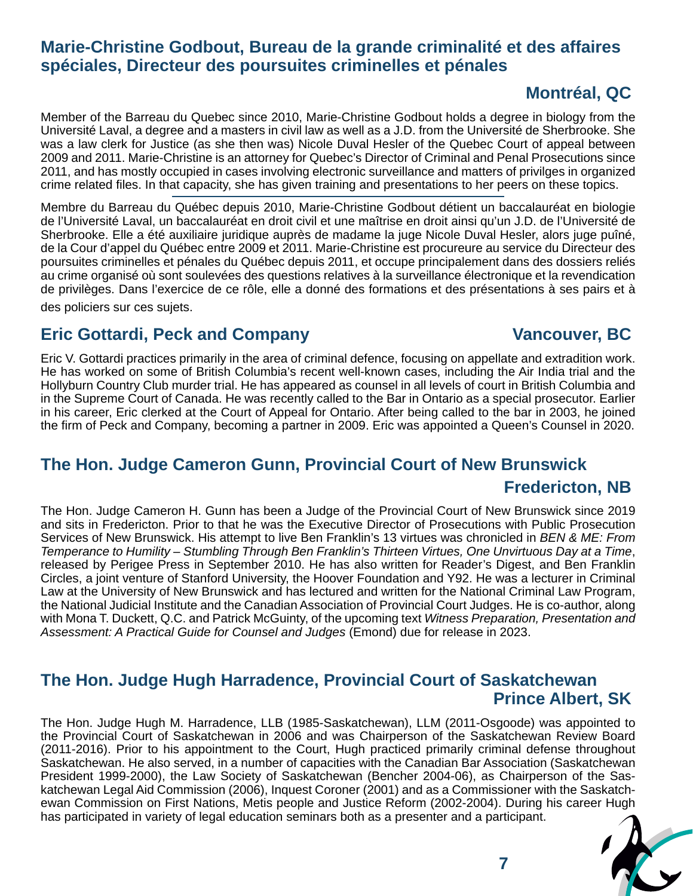## Marie-Christine Godbout, Bureau de la grande criminalité et des affaires spéciales, Directeur des poursuites criminelles et pénales

**Montréal, QC**

Member of the Barreau du Quebec since 2010, Marie-Christine Godbout holds a degree in biology from the Université Laval, a degree and a masters in civil law as well as a J.D. from the Université de Sherbrooke. She was a law clerk for Justice (as she then was) Nicole Duval Hesler of the Quebec Court of appeal between 2009 and 2011. Marie-Christine is an attorney for Quebec's Director of Criminal and Penal Prosecutions since 2011, and has mostly occupied in cases involving electronic surveillance and matters of privilges in organized crime related files. In that capacity, she has given training and presentations to her peers on these topics.

---

Membre du Barreau du Québec depuis 2010, Marie-Christine Godbout détient un baccalauréat en biologie de l'Université Laval, un baccalauréat en droit civil et une maîtrise en droit ainsi qu'un J.D. de l'Université de Sherbrooke. Elle a été auxiliaire juridique auprès de madame la juge Nicole Duval Hesler, alors juge puîné, de la Cour d'appel du Québec entre 2009 et 2011. Marie-Christine est procureure au service du Directeur des poursuites criminelles et pénales du Québec depuis 2011, et occupe principalement dans des dossiers reliés au crime organisé où sont soulevées des questions relatives à la surveillance électronique et la revendication de privilèges. Dans l'exercice de ce rôle, elle a donné des formations et des présentations à ses pairs et à des policiers sur ces sujets.

## Eric Gottardi, Peck and Company

**Vancouver, BC**

Eric V. Gottardi practices primarily in the area of criminal defence, focusing on appellate and extradition work. He has worked on some of British Columbia's recent well-known cases, including the Air India trial and the Hollyburn Country Club murder trial. He has appeared as counsel in all levels of court in British Columbia and in the Supreme Court of Canada. He was recently called to the Bar in Ontario as a special prosecutor. Earlier in his career, Eric clerked at the Court of Appeal for Ontario. After being called to the bar in 2003, he joined the firm of Peck and Company, becoming a partner in 2009. Eric was appointed a Queen's Counsel in 2020.

## The Hon. Judge Cameron Gunn, Provincial Court of New Brunswick

**Fredericton, NB**

The Hon. Judge Cameron H. Gunn has been a Judge of the Provincial Court of New Brunswick since 2019 and sits in Fredericton. Prior to that he was the Executive Director of Prosecutions with Public Prosecution Services of New Brunswick. His attempt to live Ben Franklin's 13 virtues was chronicled in *BEN & ME: From Temperance to Humility – Stumbling Through Ben Franklin's Thirteen Virtues, One Unvirtuous Day at a Time*, released by Perigee Press in September 2010. He has also written for Reader's Digest, and Ben Franklin Circles, a joint venture of Stanford University, the Hoover Foundation and Y92. He was a lecturer in Criminal Law at the University of New Brunswick and has lectured and written for the National Criminal Law Program, the National Judicial Institute and the Canadian Association of Provincial Court Judges. He is co-author, along with Mona T. Duckett, Q.C. and Patrick McGuinty, of the upcoming text *Witness Preparation, Presentation and Assessment: A Practical Guide for Counsel and Judges* (Emond) due for release in 2023.

## The Hon. Judge Hugh Harradence, Provincial Court of Saskatchewan

**Prince Albert, SK**

The Hon. Judge Hugh M. Harradence, LLB (1985-Saskatchewan), LLM (2011-Osgoode) was appointed to the Provincial Court of Saskatchewan in 2006 and was Chairperson of the Saskatchewan Review Board (2011-2016). Prior to his appointment to the Court, Hugh practiced primarily criminal defense throughout Saskatchewan. He also served, in a number of capacities with the Canadian Bar Association (Saskatchewan President 1999-2000), the Law Society of Saskatchewan (Bencher 2004-06), as Chairperson of the Saskatchewan Legal Aid Commission (2006), Inquest Coroner (2001) and as a Commissioner with the Saskatchewan Commission on First Nations, Metis people and Justice Reform (2002-2004). During his career Hugh has participated in variety of legal education seminars both as a presenter and a participant.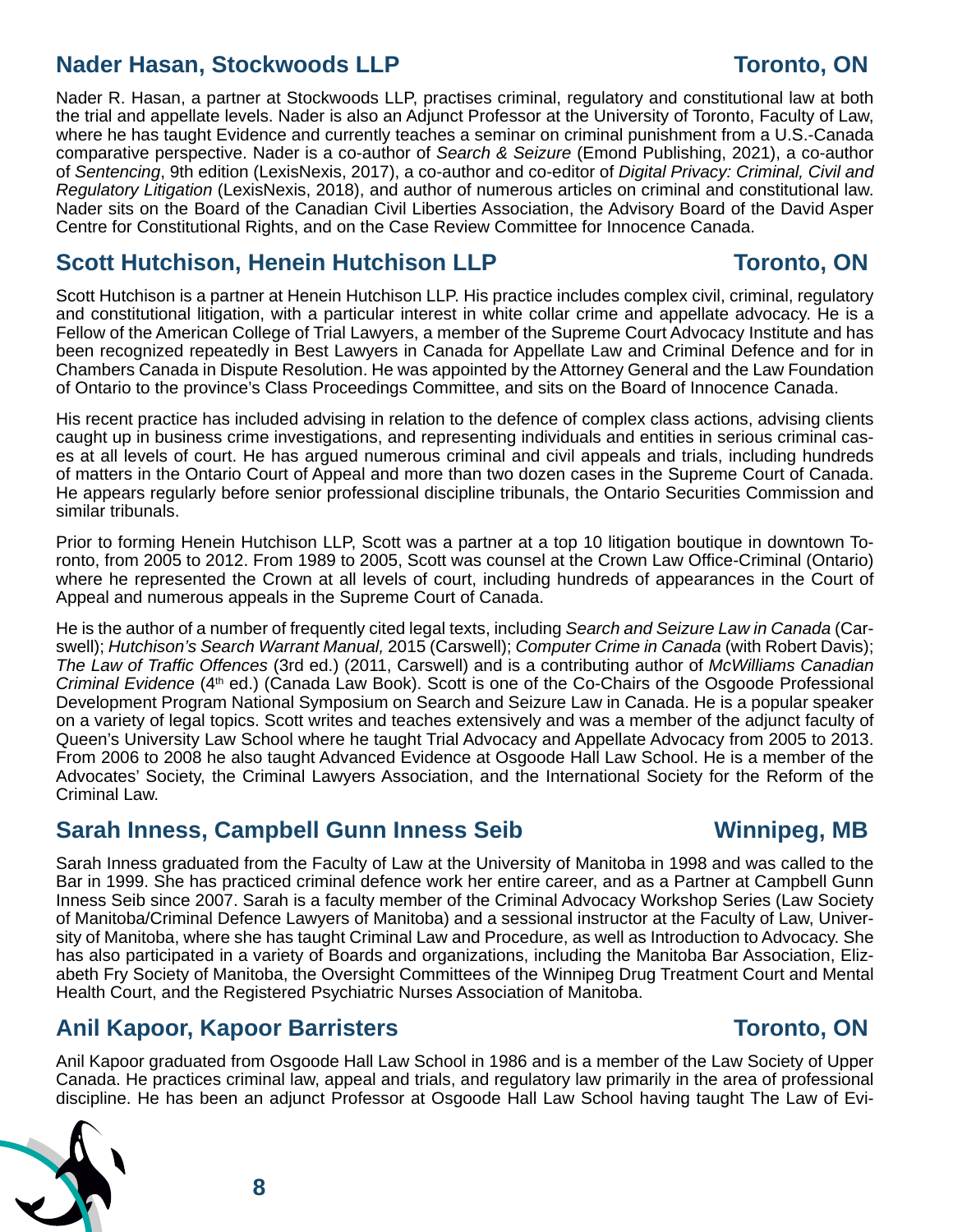## Nader Hasan, Stockwoods LLP — Toronto, ON

Nader R. Hasan, a partner at Stockwoods LLP, practises criminal, regulatory and constitutional law at both the trial and appellate levels. Nader is also an Adjunct Professor at the University of Toronto, Faculty of Law, where he has taught Evidence and currently teaches a seminar on criminal punishment from a U.S.-Canada comparative perspective. Nader is a co-author of *Search & Seizure* (Emond Publishing, 2021), a co-author of *Sentencing*, 9th edition (LexisNexis, 2017), a co-author and co-editor of *Digital Privacy: Criminal, Civil and Regulatory Litigation* (LexisNexis, 2018), and author of numerous articles on criminal and constitutional law. Nader sits on the Board of the Canadian Civil Liberties Association, the Advisory Board of the David Asper Centre for Constitutional Rights, and on the Case Review Committee for Innocence Canada.

## Scott Hutchison, Henein Hutchison LLP — Toronto, ON

Scott Hutchison is a partner at Henein Hutchison LLP. His practice includes complex civil, criminal, regulatory and constitutional litigation, with a particular interest in white collar crime and appellate advocacy. He is a Fellow of the American College of Trial Lawyers, a member of the Supreme Court Advocacy Institute and has been recognized repeatedly in Best Lawyers in Canada for Appellate Law and Criminal Defence and for in Chambers Canada in Dispute Resolution. He was appointed by the Attorney General and the Law Foundation of Ontario to the province's Class Proceedings Committee, and sits on the Board of Innocence Canada.

His recent practice has included advising in relation to the defence of complex class actions, advising clients caught up in business crime investigations, and representing individuals and entities in serious criminal cases at all levels of court. He has argued numerous criminal and civil appeals and trials, including hundreds of matters in the Ontario Court of Appeal and more than two dozen cases in the Supreme Court of Canada. He appears regularly before senior professional discipline tribunals, the Ontario Securities Commission and similar tribunals.

Prior to forming Henein Hutchison LLP, Scott was a partner at a top 10 litigation boutique in downtown Toronto, from 2005 to 2012. From 1989 to 2005, Scott was counsel at the Crown Law Office-Criminal (Ontario) where he represented the Crown at all levels of court, including hundreds of appearances in the Court of Appeal and numerous appeals in the Supreme Court of Canada.

He is the author of a number of frequently cited legal texts, including *Search and Seizure Law in Canada* (Carswell); *Hutchison's Search Warrant Manual,* 2015 (Carswell); *Computer Crime in Canada* (with Robert Davis); *The Law of Traffic Offences* (3rd ed.) (2011, Carswell) and is a contributing author of *McWilliams Canadian Criminal Evidence* (4th ed.) (Canada Law Book). Scott is one of the Co-Chairs of the Osgoode Professional Development Program National Symposium on Search and Seizure Law in Canada. He is a popular speaker on a variety of legal topics. Scott writes and teaches extensively and was a member of the adjunct faculty of Queen's University Law School where he taught Trial Advocacy and Appellate Advocacy from 2005 to 2013. From 2006 to 2008 he also taught Advanced Evidence at Osgoode Hall Law School. He is a member of the Advocates' Society, the Criminal Lawyers Association, and the International Society for the Reform of the Criminal Law.

## Sarah Inness, Campbell Gunn Inness Seib — Winnipeg, MB

Sarah Inness graduated from the Faculty of Law at the University of Manitoba in 1998 and was called to the Bar in 1999. She has practiced criminal defence work her entire career, and as a Partner at Campbell Gunn Inness Seib since 2007. Sarah is a faculty member of the Criminal Advocacy Workshop Series (Law Society of Manitoba/Criminal Defence Lawyers of Manitoba) and a sessional instructor at the Faculty of Law, University of Manitoba, where she has taught Criminal Law and Procedure, as well as Introduction to Advocacy. She has also participated in a variety of Boards and organizations, including the Manitoba Bar Association, Elizabeth Fry Society of Manitoba, the Oversight Committees of the Winnipeg Drug Treatment Court and Mental Health Court, and the Registered Psychiatric Nurses Association of Manitoba.

## Anil Kapoor, Kapoor Barristers — Toronto, ON

Anil Kapoor graduated from Osgoode Hall Law School in 1986 and is a member of the Law Society of Upper Canada. He practices criminal law, appeal and trials, and regulatory law primarily in the area of professional discipline. He has been an adjunct Professor at Osgoode Hall Law School having taught The Law of Evi-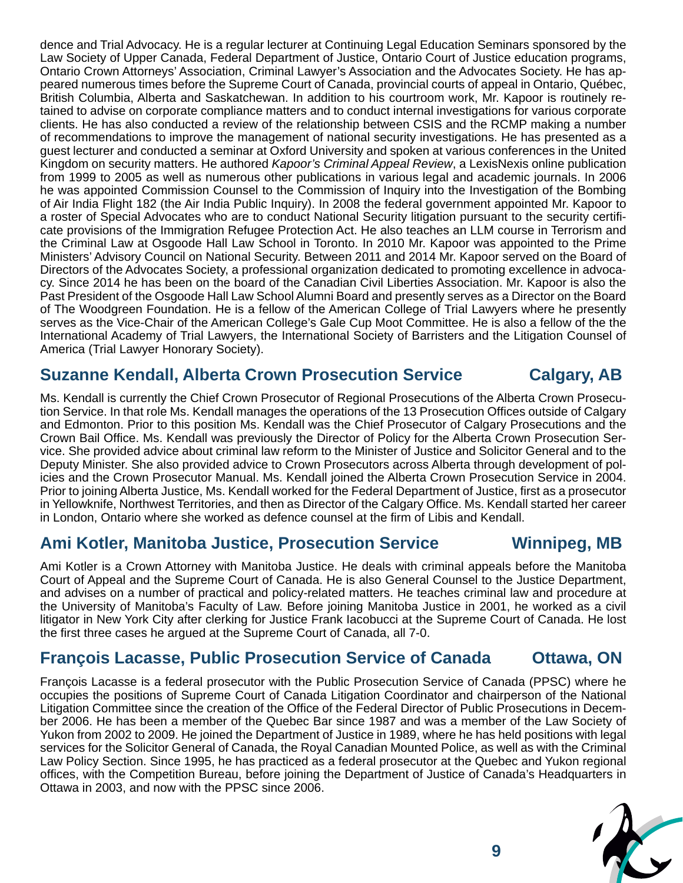dence and Trial Advocacy. He is a regular lecturer at Continuing Legal Education Seminars sponsored by the Law Society of Upper Canada, Federal Department of Justice, Ontario Court of Justice education programs, Ontario Crown Attorneys' Association, Criminal Lawyer's Association and the Advocates Society. He has appeared numerous times before the Supreme Court of Canada, provincial courts of appeal in Ontario, Québec, British Columbia, Alberta and Saskatchewan. In addition to his courtroom work, Mr. Kapoor is routinely retained to advise on corporate compliance matters and to conduct internal investigations for various corporate clients. He has also conducted a review of the relationship between CSIS and the RCMP making a number of recommendations to improve the management of national security investigations. He has presented as a guest lecturer and conducted a seminar at Oxford University and spoken at various conferences in the United Kingdom on security matters. He authored *Kapoor's Criminal Appeal Review*, a LexisNexis online publication from 1999 to 2005 as well as numerous other publications in various legal and academic journals. In 2006 he was appointed Commission Counsel to the Commission of Inquiry into the Investigation of the Bombing of Air India Flight 182 (the Air India Public Inquiry). In 2008 the federal government appointed Mr. Kapoor to a roster of Special Advocates who are to conduct National Security litigation pursuant to the security certificate provisions of the Immigration Refugee Protection Act. He also teaches an LLM course in Terrorism and the Criminal Law at Osgoode Hall Law School in Toronto. In 2010 Mr. Kapoor was appointed to the Prime Ministers' Advisory Council on National Security. Between 2011 and 2014 Mr. Kapoor served on the Board of Directors of the Advocates Society, a professional organization dedicated to promoting excellence in advocacy. Since 2014 he has been on the board of the Canadian Civil Liberties Association. Mr. Kapoor is also the Past President of the Osgoode Hall Law School Alumni Board and presently serves as a Director on the Board of The Woodgreen Foundation. He is a fellow of the American College of Trial Lawyers where he presently serves as the Vice-Chair of the American College's Gale Cup Moot Committee. He is also a fellow of the the International Academy of Trial Lawyers, the International Society of Barristers and the Litigation Counsel of America (Trial Lawyer Honorary Society).

## Suzanne Kendall, Alberta Crown Prosecution Service — Calgary, AB

Ms. Kendall is currently the Chief Crown Prosecutor of Regional Prosecutions of the Alberta Crown Prosecution Service. In that role Ms. Kendall manages the operations of the 13 Prosecution Offices outside of Calgary and Edmonton. Prior to this position Ms. Kendall was the Chief Prosecutor of Calgary Prosecutions and the Crown Bail Office. Ms. Kendall was previously the Director of Policy for the Alberta Crown Prosecution Service. She provided advice about criminal law reform to the Minister of Justice and Solicitor General and to the Deputy Minister. She also provided advice to Crown Prosecutors across Alberta through development of policies and the Crown Prosecutor Manual. Ms. Kendall joined the Alberta Crown Prosecution Service in 2004. Prior to joining Alberta Justice, Ms. Kendall worked for the Federal Department of Justice, first as a prosecutor in Yellowknife, Northwest Territories, and then as Director of the Calgary Office. Ms. Kendall started her career in London, Ontario where she worked as defence counsel at the firm of Libis and Kendall.

## Ami Kotler, Manitoba Justice, Prosecution Service — Winnipeg, MB

Ami Kotler is a Crown Attorney with Manitoba Justice. He deals with criminal appeals before the Manitoba Court of Appeal and the Supreme Court of Canada. He is also General Counsel to the Justice Department, and advises on a number of practical and policy-related matters. He teaches criminal law and procedure at the University of Manitoba's Faculty of Law. Before joining Manitoba Justice in 2001, he worked as a civil litigator in New York City after clerking for Justice Frank Iacobucci at the Supreme Court of Canada. He lost the first three cases he argued at the Supreme Court of Canada, all 7-0.

## François Lacasse, Public Prosecution Service of Canada — Ottawa, ON

François Lacasse is a federal prosecutor with the Public Prosecution Service of Canada (PPSC) where he occupies the positions of Supreme Court of Canada Litigation Coordinator and chairperson of the National Litigation Committee since the creation of the Office of the Federal Director of Public Prosecutions in December 2006. He has been a member of the Quebec Bar since 1987 and was a member of the Law Society of Yukon from 2002 to 2009. He joined the Department of Justice in 1989, where he has held positions with legal services for the Solicitor General of Canada, the Royal Canadian Mounted Police, as well as with the Criminal Law Policy Section. Since 1995, he has practiced as a federal prosecutor at the Quebec and Yukon regional offices, with the Competition Bureau, before joining the Department of Justice of Canada's Headquarters in Ottawa in 2003, and now with the PPSC since 2006.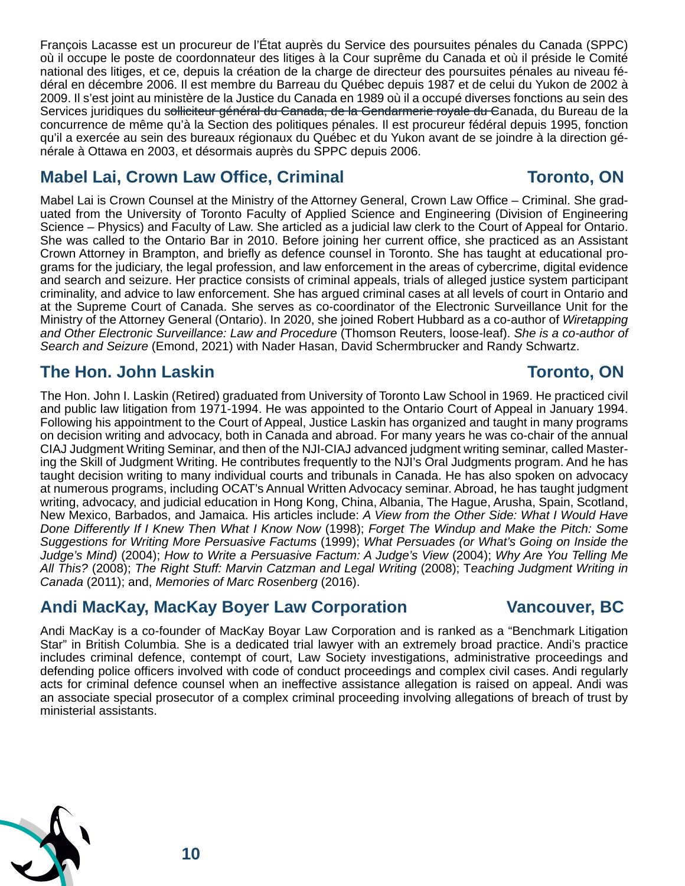François Lacasse est un procureur de l'État auprès du Service des poursuites pénales du Canada (SPPC) où il occupe le poste de coordonnateur des litiges à la Cour suprême du Canada et où il préside le Comité national des litiges, et ce, depuis la création de la charge de directeur des poursuites pénales au niveau fédéral en décembre 2006. Il est membre du Barreau du Québec depuis 1987 et de celui du Yukon de 2002 à 2009. Il s'est joint au ministère de la Justice du Canada en 1989 où il a occupé diverses fonctions au sein des Services juridiques du solliciteur général du Canada, de la Gendarmerie royale du Canada, du Bureau de la concurrence de même qu'à la Section des politiques pénales. Il est procureur fédéral depuis 1995, fonction qu'il a exercée au sein des bureaux régionaux du Québec et du Yukon avant de se joindre à la direction générale à Ottawa en 2003, et désormais auprès du SPPC depuis 2006.

## Mabel Lai, Crown Law Office, Criminal — Toronto, ON

Mabel Lai is Crown Counsel at the Ministry of the Attorney General, Crown Law Office – Criminal. She graduated from the University of Toronto Faculty of Applied Science and Engineering (Division of Engineering Science – Physics) and Faculty of Law. She articled as a judicial law clerk to the Court of Appeal for Ontario. She was called to the Ontario Bar in 2010. Before joining her current office, she practiced as an Assistant Crown Attorney in Brampton, and briefly as defence counsel in Toronto. She has taught at educational programs for the judiciary, the legal profession, and law enforcement in the areas of cybercrime, digital evidence and search and seizure. Her practice consists of criminal appeals, trials of alleged justice system participant criminality, and advice to law enforcement. She has argued criminal cases at all levels of court in Ontario and at the Supreme Court of Canada. She serves as co-coordinator of the Electronic Surveillance Unit for the Ministry of the Attorney General (Ontario). In 2020, she joined Robert Hubbard as a co-author of *Wiretapping and Other Electronic Surveillance: Law and Procedure* (Thomson Reuters, loose-leaf). *She is a co-author of Search and Seizure* (Emond, 2021) with Nader Hasan, David Schermbrucker and Randy Schwartz.

## The Hon. John Laskin — Toronto, ON

The Hon. John I. Laskin (Retired) graduated from University of Toronto Law School in 1969. He practiced civil and public law litigation from 1971-1994. He was appointed to the Ontario Court of Appeal in January 1994. Following his appointment to the Court of Appeal, Justice Laskin has organized and taught in many programs on decision writing and advocacy, both in Canada and abroad. For many years he was co-chair of the annual CIAJ Judgment Writing Seminar, and then of the NJI-CIAJ advanced judgment writing seminar, called Mastering the Skill of Judgment Writing. He contributes frequently to the NJI's Oral Judgments program. And he has taught decision writing to many individual courts and tribunals in Canada. He has also spoken on advocacy at numerous programs, including OCAT's Annual Written Advocacy seminar. Abroad, he has taught judgment writing, advocacy, and judicial education in Hong Kong, China, Albania, The Hague, Arusha, Spain, Scotland, New Mexico, Barbados, and Jamaica. His articles include: *A View from the Other Side: What I Would Have Done Differently If I Knew Then What I Know Now* (1998); *Forget The Windup and Make the Pitch: Some Suggestions for Writing More Persuasive Factums* (1999); *What Persuades (or What's Going on Inside the Judge's Mind)* (2004); *How to Write a Persuasive Factum: A Judge's View* (2004); *Why Are You Telling Me All This?* (2008); *The Right Stuff: Marvin Catzman and Legal Writing* (2008); T*eaching Judgment Writing in Canada* (2011); and, *Memories of Marc Rosenberg* (2016).

## Andi MacKay, MacKay Boyer Law Corporation — Vancouver, BC

Andi MacKay is a co-founder of MacKay Boyar Law Corporation and is ranked as a "Benchmark Litigation Star" in British Columbia. She is a dedicated trial lawyer with an extremely broad practice. Andi's practice includes criminal defence, contempt of court, Law Society investigations, administrative proceedings and defending police officers involved with code of conduct proceedings and complex civil cases. Andi regularly acts for criminal defence counsel when an ineffective assistance allegation is raised on appeal. Andi was an associate special prosecutor of a complex criminal proceeding involving allegations of breach of trust by ministerial assistants.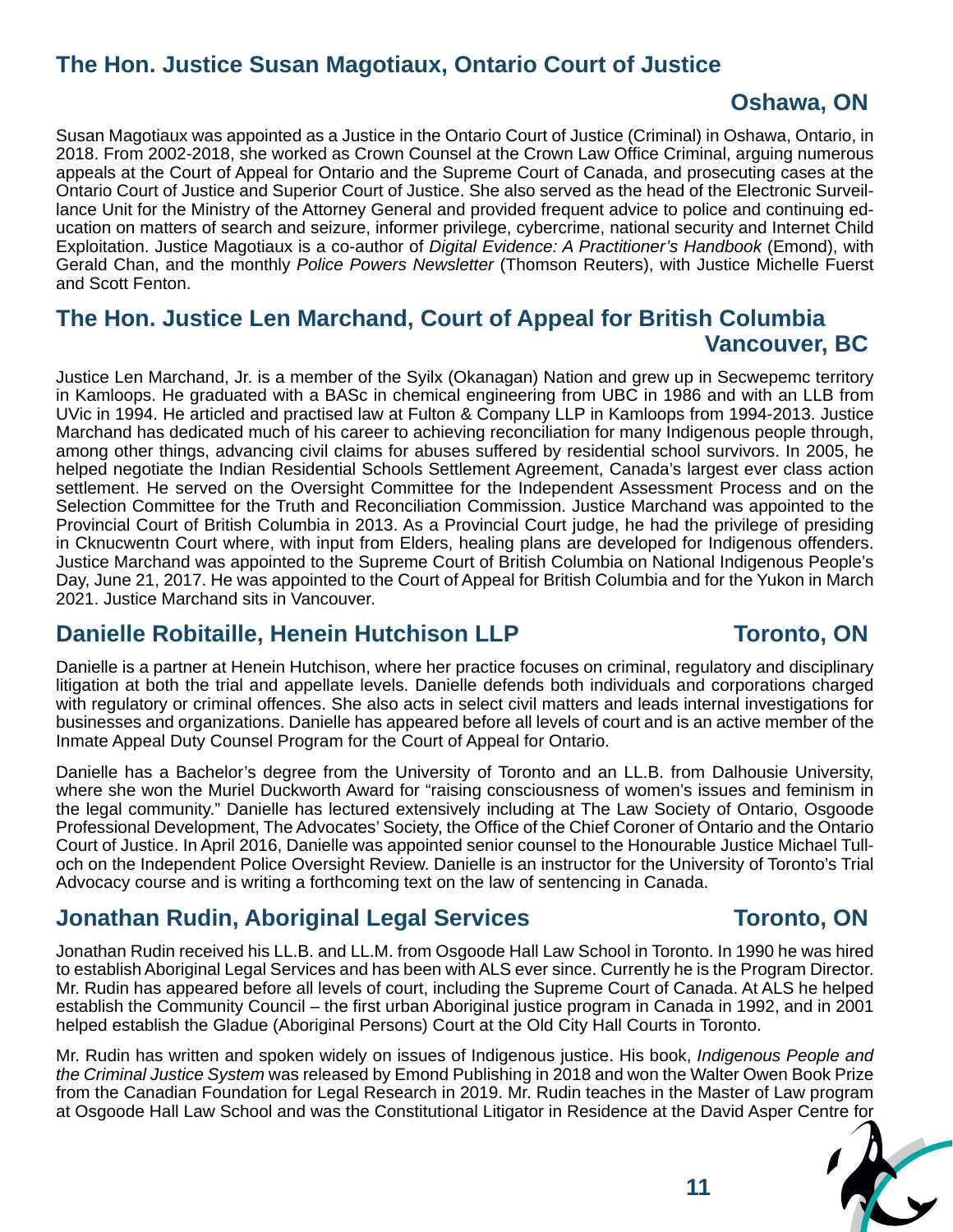## The Hon. Justice Susan Magotiaux, Ontario Court of Justice

**Oshawa, ON**

Susan Magotiaux was appointed as a Justice in the Ontario Court of Justice (Criminal) in Oshawa, Ontario, in 2018. From 2002-2018, she worked as Crown Counsel at the Crown Law Office Criminal, arguing numerous appeals at the Court of Appeal for Ontario and the Supreme Court of Canada, and prosecuting cases at the Ontario Court of Justice and Superior Court of Justice. She also served as the head of the Electronic Surveillance Unit for the Ministry of the Attorney General and provided frequent advice to police and continuing education on matters of search and seizure, informer privilege, cybercrime, national security and Internet Child Exploitation. Justice Magotiaux is a co-author of *Digital Evidence: A Practitioner's Handbook* (Emond), with Gerald Chan, and the monthly *Police Powers Newsletter* (Thomson Reuters), with Justice Michelle Fuerst and Scott Fenton.

## The Hon. Justice Len Marchand, Court of Appeal for British Columbia

**Vancouver, BC**

Justice Len Marchand, Jr. is a member of the Syilx (Okanagan) Nation and grew up in Secwepemc territory in Kamloops. He graduated with a BASc in chemical engineering from UBC in 1986 and with an LLB from UVic in 1994. He articled and practised law at Fulton & Company LLP in Kamloops from 1994-2013. Justice Marchand has dedicated much of his career to achieving reconciliation for many Indigenous people through, among other things, advancing civil claims for abuses suffered by residential school survivors. In 2005, he helped negotiate the Indian Residential Schools Settlement Agreement, Canada's largest ever class action settlement. He served on the Oversight Committee for the Independent Assessment Process and on the Selection Committee for the Truth and Reconciliation Commission. Justice Marchand was appointed to the Provincial Court of British Columbia in 2013. As a Provincial Court judge, he had the privilege of presiding in Cknucwentn Court where, with input from Elders, healing plans are developed for Indigenous offenders. Justice Marchand was appointed to the Supreme Court of British Columbia on National Indigenous People's Day, June 21, 2017. He was appointed to the Court of Appeal for British Columbia and for the Yukon in March 2021. Justice Marchand sits in Vancouver.

## Danielle Robitaille, Henein Hutchison LLP

**Toronto, ON**

Danielle is a partner at Henein Hutchison, where her practice focuses on criminal, regulatory and disciplinary litigation at both the trial and appellate levels. Danielle defends both individuals and corporations charged with regulatory or criminal offences. She also acts in select civil matters and leads internal investigations for businesses and organizations. Danielle has appeared before all levels of court and is an active member of the Inmate Appeal Duty Counsel Program for the Court of Appeal for Ontario.

Danielle has a Bachelor's degree from the University of Toronto and an LL.B. from Dalhousie University, where she won the Muriel Duckworth Award for "raising consciousness of women's issues and feminism in the legal community." Danielle has lectured extensively including at The Law Society of Ontario, Osgoode Professional Development, The Advocates' Society, the Office of the Chief Coroner of Ontario and the Ontario Court of Justice. In April 2016, Danielle was appointed senior counsel to the Honourable Justice Michael Tulloch on the Independent Police Oversight Review. Danielle is an instructor for the University of Toronto's Trial Advocacy course and is writing a forthcoming text on the law of sentencing in Canada.

## Jonathan Rudin, Aboriginal Legal Services

**Toronto, ON**

Jonathan Rudin received his LL.B. and LL.M. from Osgoode Hall Law School in Toronto. In 1990 he was hired to establish Aboriginal Legal Services and has been with ALS ever since. Currently he is the Program Director. Mr. Rudin has appeared before all levels of court, including the Supreme Court of Canada. At ALS he helped establish the Community Council – the first urban Aboriginal justice program in Canada in 1992, and in 2001 helped establish the Gladue (Aboriginal Persons) Court at the Old City Hall Courts in Toronto.

Mr. Rudin has written and spoken widely on issues of Indigenous justice. His book, *Indigenous People and the Criminal Justice System* was released by Emond Publishing in 2018 and won the Walter Owen Book Prize from the Canadian Foundation for Legal Research in 2019. Mr. Rudin teaches in the Master of Law program at Osgoode Hall Law School and was the Constitutional Litigator in Residence at the David Asper Centre for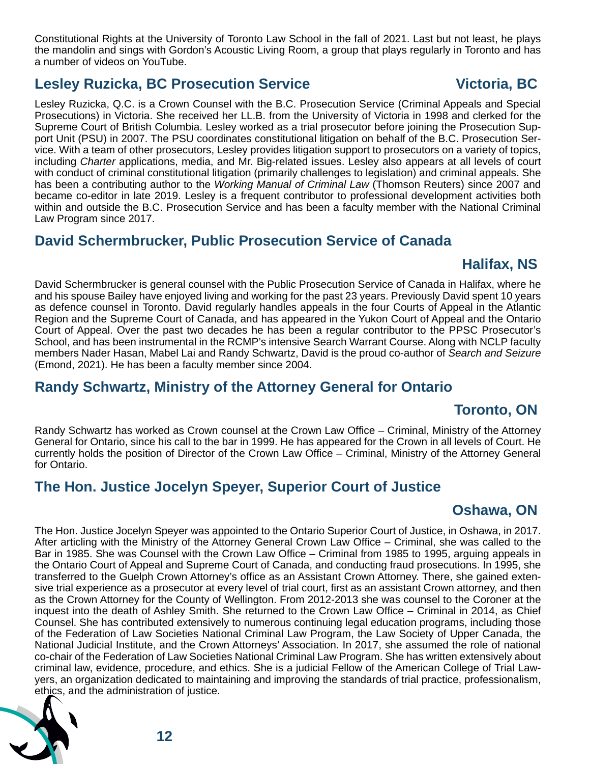Constitutional Rights at the University of Toronto Law School in the fall of 2021. Last but not least, he plays the mandolin and sings with Gordon's Acoustic Living Room, a group that plays regularly in Toronto and has a number of videos on YouTube.

## Lesley Ruzicka, BC Prosecution Service — Victoria, BC

Lesley Ruzicka, Q.C. is a Crown Counsel with the B.C. Prosecution Service (Criminal Appeals and Special Prosecutions) in Victoria. She received her LL.B. from the University of Victoria in 1998 and clerked for the Supreme Court of British Columbia. Lesley worked as a trial prosecutor before joining the Prosecution Support Unit (PSU) in 2007. The PSU coordinates constitutional litigation on behalf of the B.C. Prosecution Service. With a team of other prosecutors, Lesley provides litigation support to prosecutors on a variety of topics, including *Charter* applications, media, and Mr. Big-related issues. Lesley also appears at all levels of court with conduct of criminal constitutional litigation (primarily challenges to legislation) and criminal appeals. She has been a contributing author to the *Working Manual of Criminal Law* (Thomson Reuters) since 2007 and became co-editor in late 2019. Lesley is a frequent contributor to professional development activities both within and outside the B.C. Prosecution Service and has been a faculty member with the National Criminal Law Program since 2017.

## David Schermbrucker, Public Prosecution Service of Canada — Halifax, NS

David Schermbrucker is general counsel with the Public Prosecution Service of Canada in Halifax, where he and his spouse Bailey have enjoyed living and working for the past 23 years. Previously David spent 10 years as defence counsel in Toronto. David regularly handles appeals in the four Courts of Appeal in the Atlantic Region and the Supreme Court of Canada, and has appeared in the Yukon Court of Appeal and the Ontario Court of Appeal. Over the past two decades he has been a regular contributor to the PPSC Prosecutor's School, and has been instrumental in the RCMP's intensive Search Warrant Course. Along with NCLP faculty members Nader Hasan, Mabel Lai and Randy Schwartz, David is the proud co-author of *Search and Seizure* (Emond, 2021). He has been a faculty member since 2004.

## Randy Schwartz, Ministry of the Attorney General for Ontario — Toronto, ON

Randy Schwartz has worked as Crown counsel at the Crown Law Office – Criminal, Ministry of the Attorney General for Ontario, since his call to the bar in 1999. He has appeared for the Crown in all levels of Court. He currently holds the position of Director of the Crown Law Office – Criminal, Ministry of the Attorney General for Ontario.

## The Hon. Justice Jocelyn Speyer, Superior Court of Justice — Oshawa, ON

The Hon. Justice Jocelyn Speyer was appointed to the Ontario Superior Court of Justice, in Oshawa, in 2017. After articling with the Ministry of the Attorney General Crown Law Office – Criminal, she was called to the Bar in 1985. She was Counsel with the Crown Law Office – Criminal from 1985 to 1995, arguing appeals in the Ontario Court of Appeal and Supreme Court of Canada, and conducting fraud prosecutions. In 1995, she transferred to the Guelph Crown Attorney's office as an Assistant Crown Attorney. There, she gained extensive trial experience as a prosecutor at every level of trial court, first as an assistant Crown attorney, and then as the Crown Attorney for the County of Wellington. From 2012-2013 she was counsel to the Coroner at the inquest into the death of Ashley Smith. She returned to the Crown Law Office – Criminal in 2014, as Chief Counsel. She has contributed extensively to numerous continuing legal education programs, including those of the Federation of Law Societies National Criminal Law Program, the Law Society of Upper Canada, the National Judicial Institute, and the Crown Attorneys' Association. In 2017, she assumed the role of national co-chair of the Federation of Law Societies National Criminal Law Program. She has written extensively about criminal law, evidence, procedure, and ethics. She is a judicial Fellow of the American College of Trial Lawyers, an organization dedicated to maintaining and improving the standards of trial practice, professionalism, ethics, and the administration of justice.